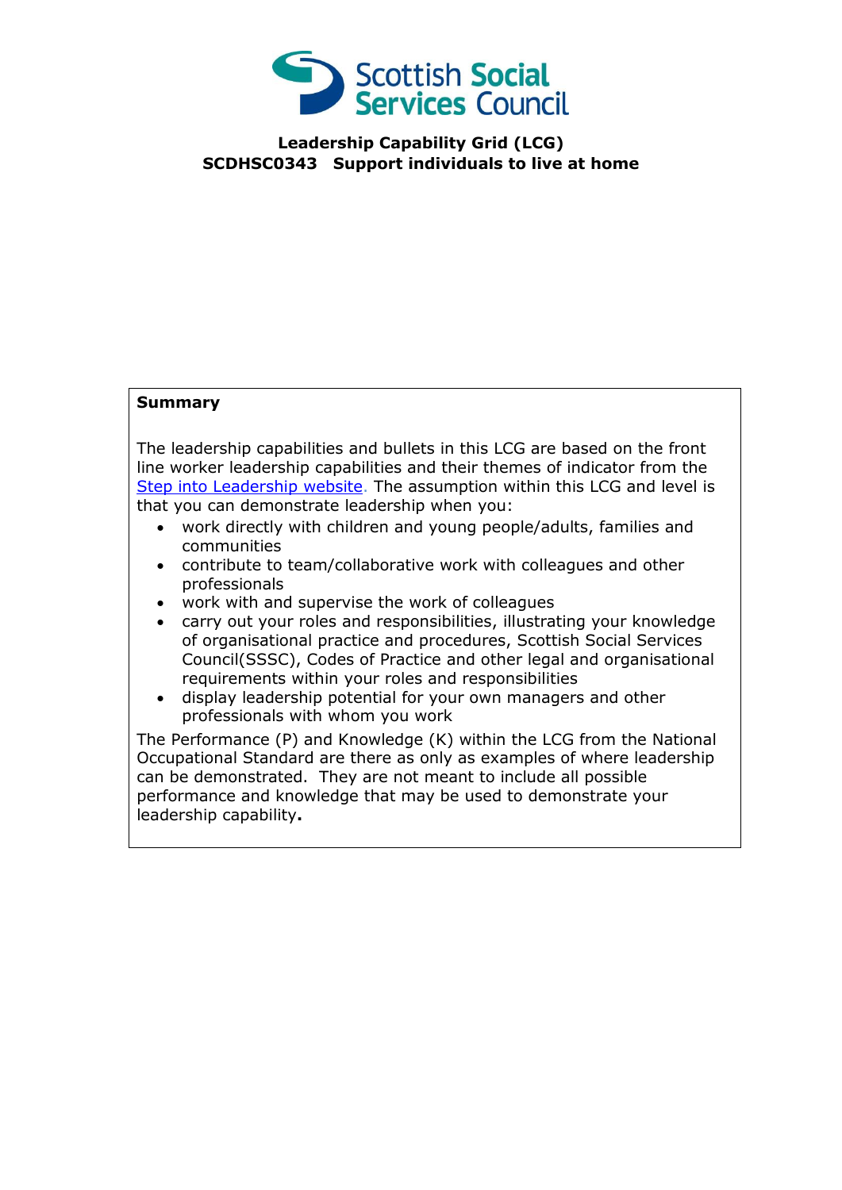Scottish Social Services Council

**Leadership Capability Grid (LCG)**
**SCDHSC0343 Support individuals to live at home**

**Summary**

The leadership capabilities and bullets in this LCG are based on the front line worker leadership capabilities and their themes of indicator from the [Step into Leadership website](). The assumption within this LCG and level is that you can demonstrate leadership when you:

- work directly with children and young people/adults, families and communities
- contribute to team/collaborative work with colleagues and other professionals
- work with and supervise the work of colleagues
- carry out your roles and responsibilities, illustrating your knowledge of organisational practice and procedures, Scottish Social Services Council(SSSC), Codes of Practice and other legal and organisational requirements within your roles and responsibilities
- display leadership potential for your own managers and other professionals with whom you work

The Performance (P) and Knowledge (K) within the LCG from the National Occupational Standard are there as only as examples of where leadership can be demonstrated. They are not meant to include all possible performance and knowledge that may be used to demonstrate your leadership capability.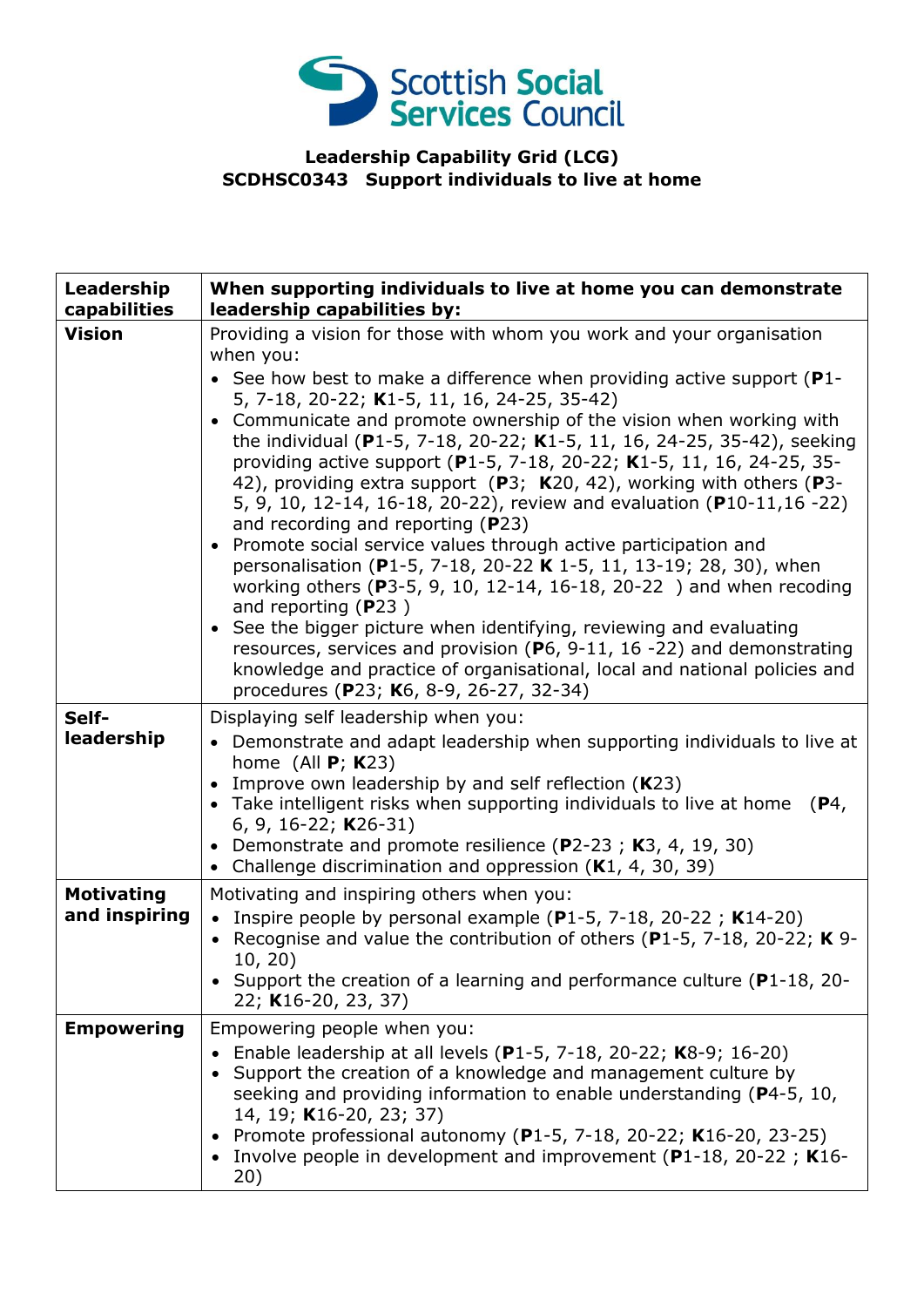Scottish Social Services Council

**Leadership Capability Grid (LCG)**
**SCDHSC0343 Support individuals to live at home**

| Leadership capabilities | When supporting individuals to live at home you can demonstrate leadership capabilities by: |
|---|---|
| **Vision** | Providing a vision for those with whom you work and your organisation when you: <ul><li>See how best to make a difference when providing active support (**P**1-5, 7-18, 20-22; **K**1-5, 11, 16, 24-25, 35-42)</li><li>Communicate and promote ownership of the vision when working with the individual (**P**1-5, 7-18, 20-22; **K**1-5, 11, 16, 24-25, 35-42), seeking providing active support (**P**1-5, 7-18, 20-22; **K**1-5, 11, 16, 24-25, 35-42), providing extra support (**P**3; **K**20, 42), working with others (**P**3-5, 9, 10, 12-14, 16-18, 20-22), review and evaluation (**P**10-11,16 -22) and recording and reporting (**P**23)</li><li>Promote social service values through active participation and personalisation (**P**1-5, 7-18, 20-22 **K** 1-5, 11, 13-19; 28, 30), when working others (**P**3-5, 9, 10, 12-14, 16-18, 20-22 ) and when recoding and reporting (**P**23 )</li><li>See the bigger picture when identifying, reviewing and evaluating resources, services and provision (**P**6, 9-11, 16 -22) and demonstrating knowledge and practice of organisational, local and national policies and procedures (**P**23; **K**6, 8-9, 26-27, 32-34)</li></ul> |
| **Self-leadership** | Displaying self leadership when you: <ul><li>Demonstrate and adapt leadership when supporting individuals to live at home (All **P**; **K**23)</li><li>Improve own leadership by and self reflection (**K**23)</li><li>Take intelligent risks when supporting individuals to live at home (**P**4, 6, 9, 16-22; **K**26-31)</li><li>Demonstrate and promote resilience (**P**2-23 ; **K**3, 4, 19, 30)</li><li>Challenge discrimination and oppression (**K**1, 4, 30, 39)</li></ul> |
| **Motivating and inspiring** | Motivating and inspiring others when you: <ul><li>Inspire people by personal example (**P**1-5, 7-18, 20-22 ; **K**14-20)</li><li>Recognise and value the contribution of others (**P**1-5, 7-18, 20-22; **K** 9-10, 20)</li><li>Support the creation of a learning and performance culture (**P**1-18, 20-22; **K**16-20, 23, 37)</li></ul> |
| **Empowering** | Empowering people when you: <ul><li>Enable leadership at all levels (**P**1-5, 7-18, 20-22; **K**8-9; 16-20)</li><li>Support the creation of a knowledge and management culture by seeking and providing information to enable understanding (**P**4-5, 10, 14, 19; **K**16-20, 23; 37)</li><li>Promote professional autonomy (**P**1-5, 7-18, 20-22; **K**16-20, 23-25)</li><li>Involve people in development and improvement (**P**1-18, 20-22 ; **K**16-20)</li></ul> |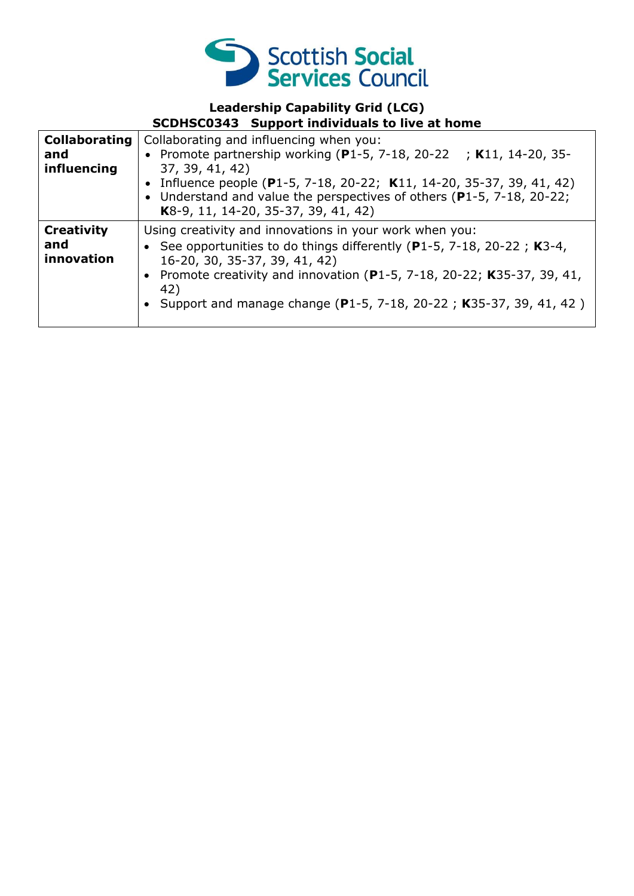**Leadership Capability Grid (LCG)**
**SCDHSC0343 Support individuals to live at home**

| | |
|---|---|
| **Collaborating and influencing** | Collaborating and influencing when you:<br>• Promote partnership working (**P**1-5, 7-18, 20-22 ; **K**11, 14-20, 35-37, 39, 41, 42)<br>• Influence people (**P**1-5, 7-18, 20-22; **K**11, 14-20, 35-37, 39, 41, 42)<br>• Understand and value the perspectives of others (**P**1-5, 7-18, 20-22; **K**8-9, 11, 14-20, 35-37, 39, 41, 42) |
| **Creativity and innovation** | Using creativity and innovations in your work when you:<br>• See opportunities to do things differently (**P**1-5, 7-18, 20-22 ; **K**3-4, 16-20, 30, 35-37, 39, 41, 42)<br>• Promote creativity and innovation (**P**1-5, 7-18, 20-22; **K**35-37, 39, 41, 42)<br>• Support and manage change (**P**1-5, 7-18, 20-22 ; **K**35-37, 39, 41, 42 ) |